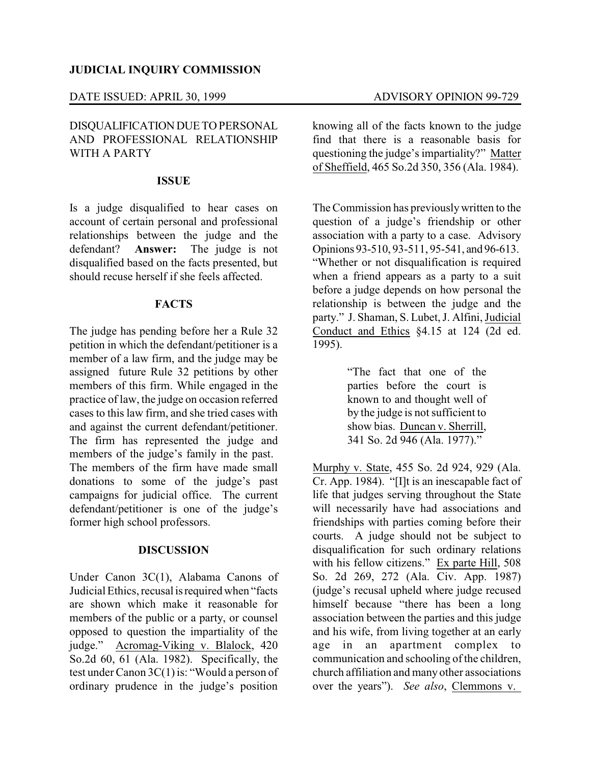**JUDICIAL INQUIRY COMMISSION**

DATE ISSUED: APRIL 30, 1999 ADVISORY OPINION 99-729

DISQUALIFICATION DUE TO PERSONAL AND PROFESSIONAL RELATIONSHIP WITH A PARTY

**ISSUE**

Is a judge disqualified to hear cases on account of certain personal and professional relationships between the judge and the defendant? **Answer:** The judge is not disqualified based on the facts presented, but should recuse herself if she feels affected.

**FACTS**

The judge has pending before her a Rule 32 petition in which the defendant/petitioner is a member of a law firm, and the judge may be assigned future Rule 32 petitions by other members of this firm. While engaged in the practice of law, the judge on occasion referred cases to this law firm, and she tried cases with and against the current defendant/petitioner. The firm has represented the judge and members of the judge's family in the past. The members of the firm have made small donations to some of the judge's past campaigns for judicial office. The current defendant/petitioner is one of the judge's former high school professors.

**DISCUSSION**

Under Canon 3C(1), Alabama Canons of Judicial Ethics, recusal is required when "facts are shown which make it reasonable for members of the public or a party, or counsel opposed to question the impartiality of the judge." Acromag-Viking v. Blalock, 420 So.2d 60, 61 (Ala. 1982). Specifically, the test under Canon 3C(1) is: "Would a person of ordinary prudence in the judge's position knowing all of the facts known to the judge find that there is a reasonable basis for questioning the judge's impartiality?" Matter of Sheffield, 465 So.2d 350, 356 (Ala. 1984).

The Commission has previously written to the question of a judge's friendship or other association with a party to a case. Advisory Opinions 93-510, 93-511, 95-541, and 96-613. "Whether or not disqualification is required when a friend appears as a party to a suit before a judge depends on how personal the relationship is between the judge and the party." J. Shaman, S. Lubet, J. Alfini, Judicial Conduct and Ethics §4.15 at 124 (2d ed. 1995).

> "The fact that one of the parties before the court is known to and thought well of by the judge is not sufficient to show bias. Duncan v. Sherrill, 341 So. 2d 946 (Ala. 1977)."

Murphy v. State, 455 So. 2d 924, 929 (Ala. Cr. App. 1984). "[I]t is an inescapable fact of life that judges serving throughout the State will necessarily have had associations and friendships with parties coming before their courts. A judge should not be subject to disqualification for such ordinary relations with his fellow citizens." Ex parte Hill, 508 So. 2d 269, 272 (Ala. Civ. App. 1987) (judge's recusal upheld where judge recused himself because "there has been a long association between the parties and this judge and his wife, from living together at an early age in an apartment complex to communication and schooling of the children, church affiliation and many other associations over the years"). *See also*, Clemmons v.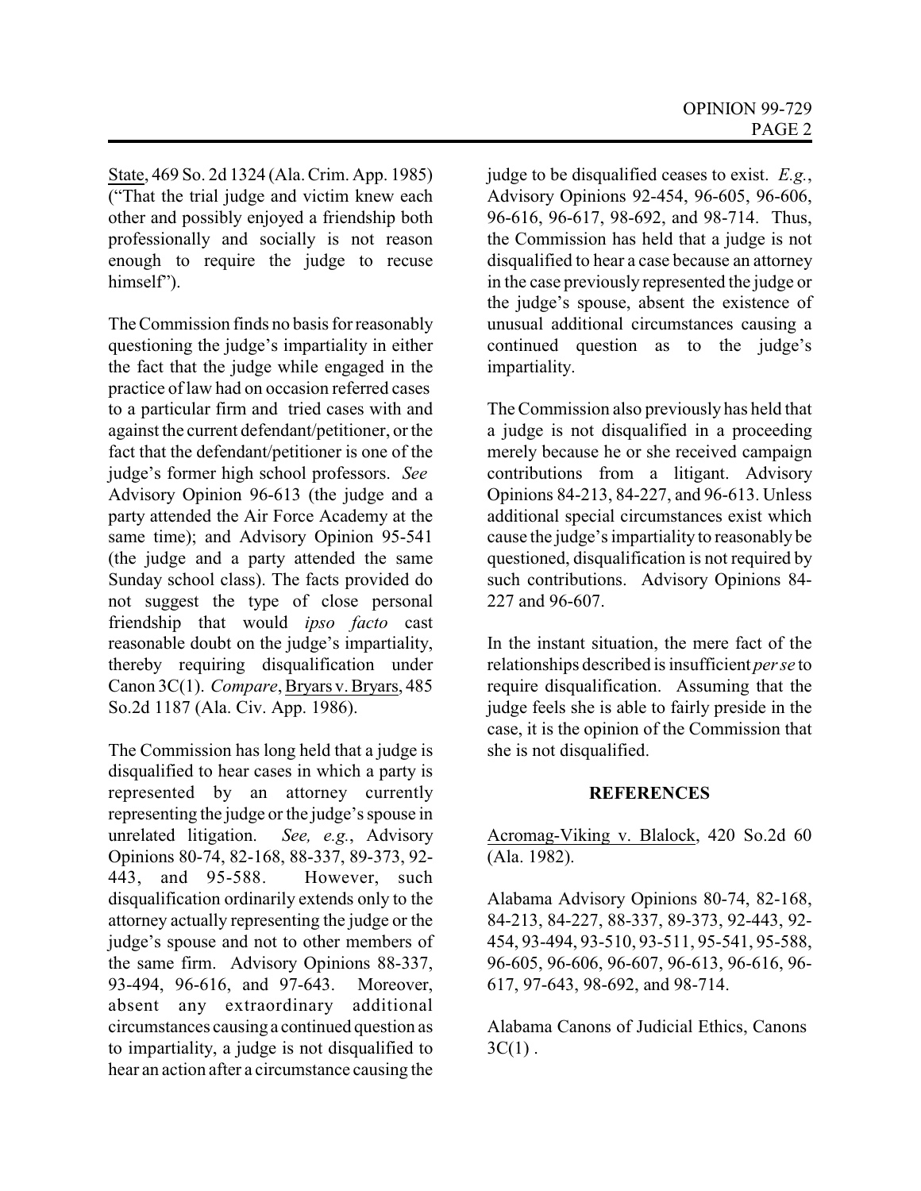State, 469 So. 2d 1324 (Ala. Crim. App. 1985) ("That the trial judge and victim knew each other and possibly enjoyed a friendship both professionally and socially is not reason enough to require the judge to recuse himself").

The Commission finds no basis for reasonably questioning the judge's impartiality in either the fact that the judge while engaged in the practice of law had on occasion referred cases to a particular firm and tried cases with and against the current defendant/petitioner, or the fact that the defendant/petitioner is one of the judge's former high school professors. *See* Advisory Opinion 96-613 (the judge and a party attended the Air Force Academy at the same time); and Advisory Opinion 95-541 (the judge and a party attended the same Sunday school class). The facts provided do not suggest the type of close personal friendship that would *ipso facto* cast reasonable doubt on the judge's impartiality, thereby requiring disqualification under Canon 3C(1). *Compare*, Bryars v. Bryars, 485 So.2d 1187 (Ala. Civ. App. 1986).

The Commission has long held that a judge is disqualified to hear cases in which a party is represented by an attorney currently representing the judge or the judge's spouse in unrelated litigation. *See, e.g.*, Advisory Opinions 80-74, 82-168, 88-337, 89-373, 92-443, and 95-588. However, such disqualification ordinarily extends only to the attorney actually representing the judge or the judge's spouse and not to other members of the same firm. Advisory Opinions 88-337, 93-494, 96-616, and 97-643. Moreover, absent any extraordinary additional circumstances causing a continued question as to impartiality, a judge is not disqualified to hear an action after a circumstance causing the judge to be disqualified ceases to exist. *E.g.*, Advisory Opinions 92-454, 96-605, 96-606, 96-616, 96-617, 98-692, and 98-714. Thus, the Commission has held that a judge is not disqualified to hear a case because an attorney in the case previously represented the judge or the judge's spouse, absent the existence of unusual additional circumstances causing a continued question as to the judge's impartiality.

The Commission also previously has held that a judge is not disqualified in a proceeding merely because he or she received campaign contributions from a litigant. Advisory Opinions 84-213, 84-227, and 96-613. Unless additional special circumstances exist which cause the judge's impartiality to reasonably be questioned, disqualification is not required by such contributions. Advisory Opinions 84-227 and 96-607.

In the instant situation, the mere fact of the relationships described is insufficient *per se* to require disqualification. Assuming that the judge feels she is able to fairly preside in the case, it is the opinion of the Commission that she is not disqualified.

## REFERENCES

Acromag-Viking v. Blalock, 420 So.2d 60 (Ala. 1982).

Alabama Advisory Opinions 80-74, 82-168, 84-213, 84-227, 88-337, 89-373, 92-443, 92-454, 93-494, 93-510, 93-511, 95-541, 95-588, 96-605, 96-606, 96-607, 96-613, 96-616, 96-617, 97-643, 98-692, and 98-714.

Alabama Canons of Judicial Ethics, Canons 3C(1) .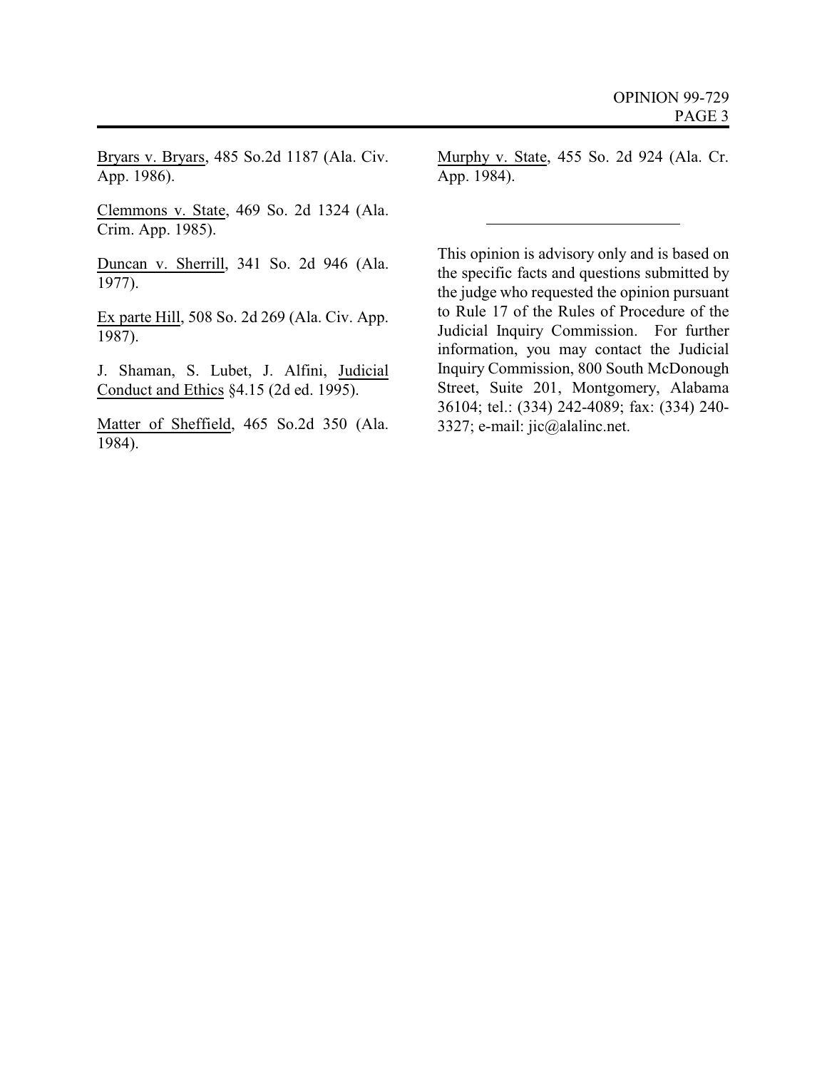Bryars v. Bryars, 485 So.2d 1187 (Ala. Civ. App. 1986).

Clemmons v. State, 469 So. 2d 1324 (Ala. Crim. App. 1985).

Duncan v. Sherrill, 341 So. 2d 946 (Ala. 1977).

Ex parte Hill, 508 So. 2d 269 (Ala. Civ. App. 1987).

J. Shaman, S. Lubet, J. Alfini, Judicial Conduct and Ethics §4.15 (2d ed. 1995).

Matter of Sheffield, 465 So.2d 350 (Ala. 1984).

Murphy v. State, 455 So. 2d 924 (Ala. Cr. App. 1984).

---

This opinion is advisory only and is based on the specific facts and questions submitted by the judge who requested the opinion pursuant to Rule 17 of the Rules of Procedure of the Judicial Inquiry Commission. For further information, you may contact the Judicial Inquiry Commission, 800 South McDonough Street, Suite 201, Montgomery, Alabama 36104; tel.: (334) 242-4089; fax: (334) 240-3327; e-mail: jic@alalinc.net.